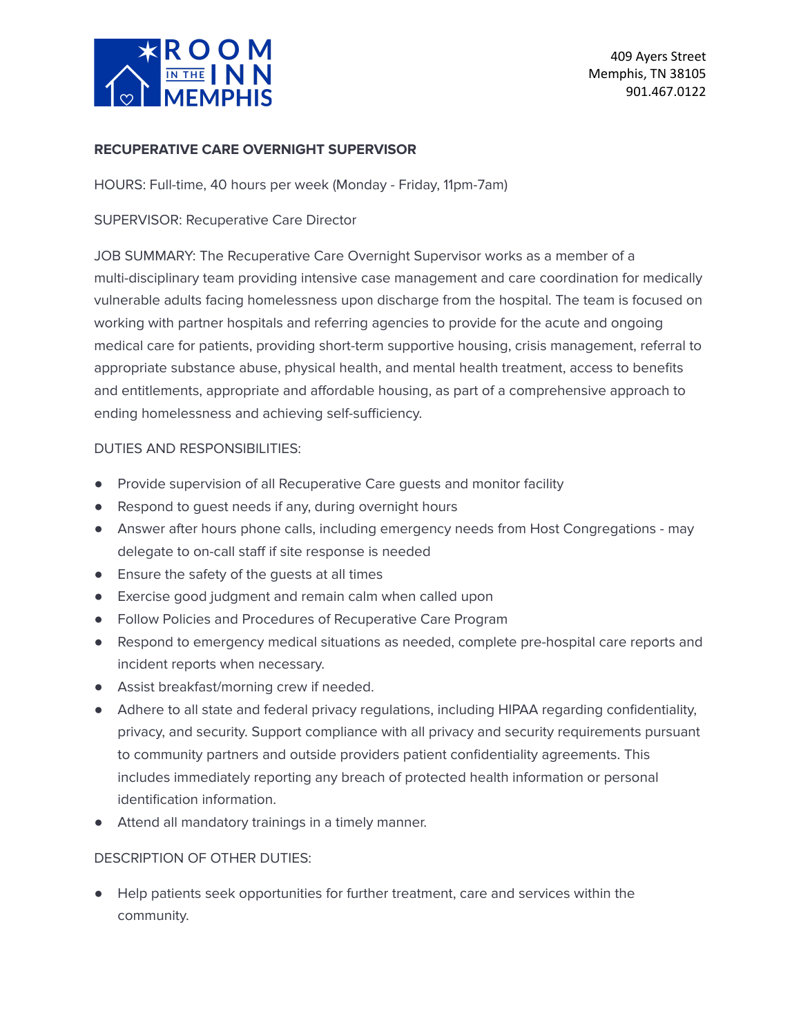ROOM IN THE INN MEMPHIS

409 Ayers Street
Memphis, TN 38105
901.467.0122

**RECUPERATIVE CARE OVERNIGHT SUPERVISOR**

HOURS: Full-time, 40 hours per week (Monday - Friday, 11pm-7am)

SUPERVISOR: Recuperative Care Director

JOB SUMMARY: The Recuperative Care Overnight Supervisor works as a member of a multi-disciplinary team providing intensive case management and care coordination for medically vulnerable adults facing homelessness upon discharge from the hospital. The team is focused on working with partner hospitals and referring agencies to provide for the acute and ongoing medical care for patients, providing short-term supportive housing, crisis management, referral to appropriate substance abuse, physical health, and mental health treatment, access to benefits and entitlements, appropriate and affordable housing, as part of a comprehensive approach to ending homelessness and achieving self-sufficiency.

DUTIES AND RESPONSIBILITIES:

- Provide supervision of all Recuperative Care guests and monitor facility
- Respond to guest needs if any, during overnight hours
- Answer after hours phone calls, including emergency needs from Host Congregations - may delegate to on-call staff if site response is needed
- Ensure the safety of the guests at all times
- Exercise good judgment and remain calm when called upon
- Follow Policies and Procedures of Recuperative Care Program
- Respond to emergency medical situations as needed, complete pre-hospital care reports and incident reports when necessary.
- Assist breakfast/morning crew if needed.
- Adhere to all state and federal privacy regulations, including HIPAA regarding confidentiality, privacy, and security. Support compliance with all privacy and security requirements pursuant to community partners and outside providers patient confidentiality agreements. This includes immediately reporting any breach of protected health information or personal identification information.
- Attend all mandatory trainings in a timely manner.

DESCRIPTION OF OTHER DUTIES:

- Help patients seek opportunities for further treatment, care and services within the community.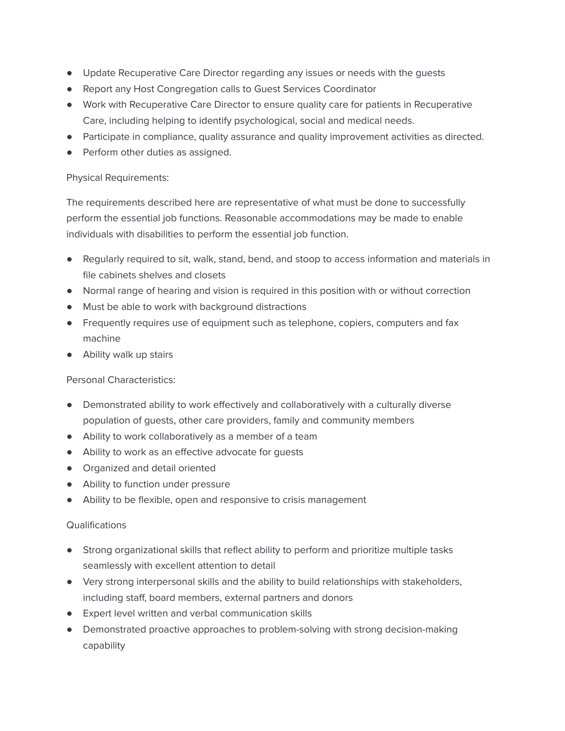- Update Recuperative Care Director regarding any issues or needs with the guests
- Report any Host Congregation calls to Guest Services Coordinator
- Work with Recuperative Care Director to ensure quality care for patients in Recuperative Care, including helping to identify psychological, social and medical needs.
- Participate in compliance, quality assurance and quality improvement activities as directed.
- Perform other duties as assigned.

Physical Requirements:

The requirements described here are representative of what must be done to successfully perform the essential job functions. Reasonable accommodations may be made to enable individuals with disabilities to perform the essential job function.

- Regularly required to sit, walk, stand, bend, and stoop to access information and materials in file cabinets shelves and closets
- Normal range of hearing and vision is required in this position with or without correction
- Must be able to work with background distractions
- Frequently requires use of equipment such as telephone, copiers, computers and fax machine
- Ability walk up stairs

Personal Characteristics:

- Demonstrated ability to work effectively and collaboratively with a culturally diverse population of guests, other care providers, family and community members
- Ability to work collaboratively as a member of a team
- Ability to work as an effective advocate for guests
- Organized and detail oriented
- Ability to function under pressure
- Ability to be flexible, open and responsive to crisis management

Qualifications

- Strong organizational skills that reflect ability to perform and prioritize multiple tasks seamlessly with excellent attention to detail
- Very strong interpersonal skills and the ability to build relationships with stakeholders, including staff, board members, external partners and donors
- Expert level written and verbal communication skills
- Demonstrated proactive approaches to problem-solving with strong decision-making capability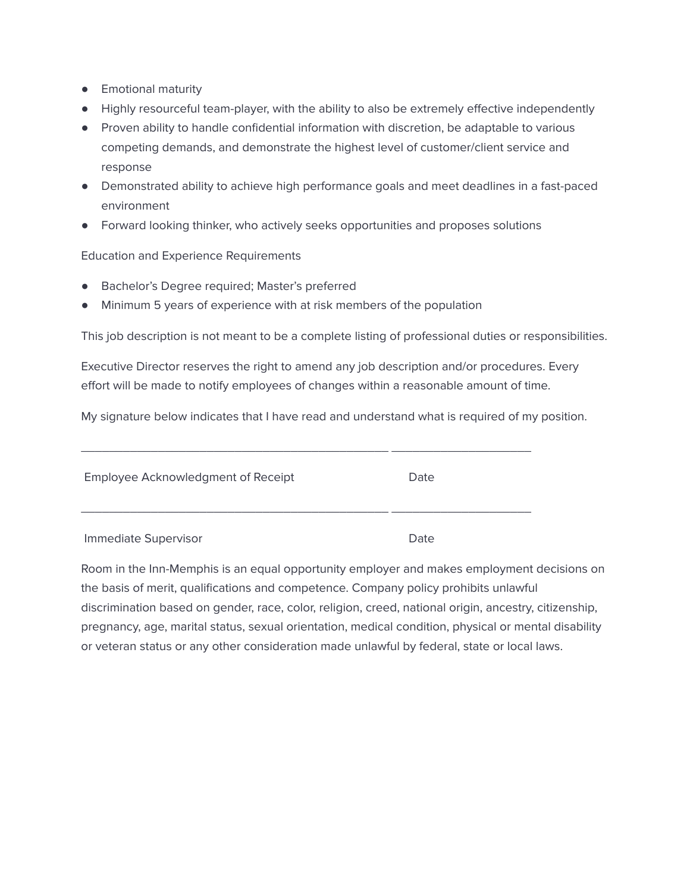- Emotional maturity
- Highly resourceful team-player, with the ability to also be extremely effective independently
- Proven ability to handle confidential information with discretion, be adaptable to various competing demands, and demonstrate the highest level of customer/client service and response
- Demonstrated ability to achieve high performance goals and meet deadlines in a fast-paced environment
- Forward looking thinker, who actively seeks opportunities and proposes solutions

Education and Experience Requirements

- Bachelor's Degree required; Master's preferred
- Minimum 5 years of experience with at risk members of the population

This job description is not meant to be a complete listing of professional duties or responsibilities.

Executive Director reserves the right to amend any job description and/or procedures. Every effort will be made to notify employees of changes within a reasonable amount of time.

My signature below indicates that I have read and understand what is required of my position.

_______________________________________________ ____________________

Employee Acknowledgment of Receipt Date

_______________________________________________ ____________________

Immediate Supervisor Date

Room in the Inn-Memphis is an equal opportunity employer and makes employment decisions on the basis of merit, qualifications and competence. Company policy prohibits unlawful discrimination based on gender, race, color, religion, creed, national origin, ancestry, citizenship, pregnancy, age, marital status, sexual orientation, medical condition, physical or mental disability or veteran status or any other consideration made unlawful by federal, state or local laws.